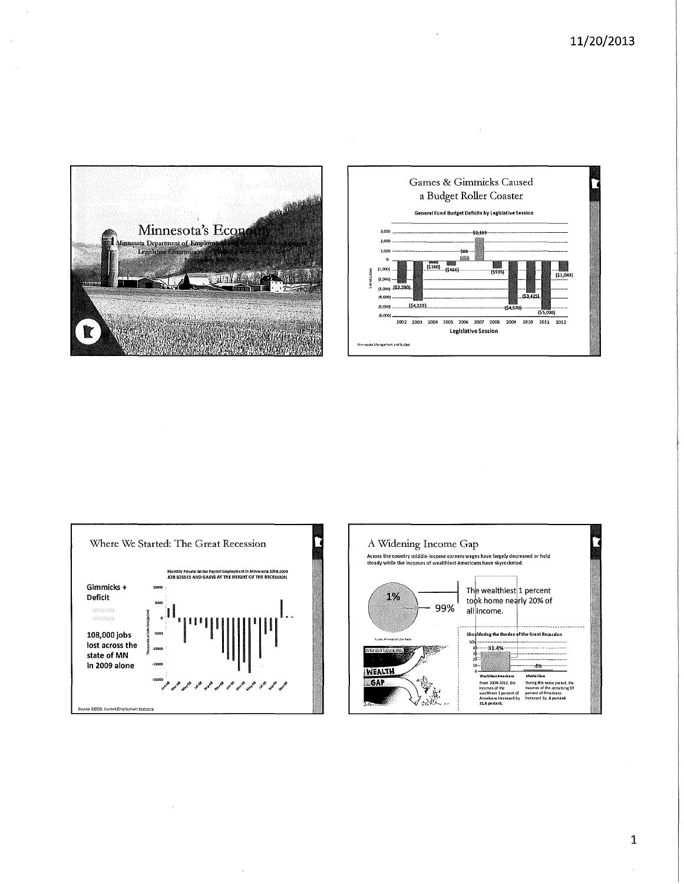## Minnesota's Economy

Minnesota Department of Employment and Economic Development

Legislative Commission on Planning and Fiscal Policy

---

## Games & Gimmicks Caused a Budget Roller Coaster

**General Fund Budget Deficits by Legislative Session**

| Legislative Session | $ in Millions |
|---|---|
| 2002 | ($2,290) |
| 2003 | ($4,229) |
| 2004 | ($160) |
| 2005 | ($466) |
| 2006 | $88 |
| 2007 | $2,163 |
| 2008 | ($935) |
| 2009 | ($4,570) |
| 2010 | ($3,425) |
| 2011 | ($5,020) |
| 2012 | ($1,048) |

Minnesota Management and Budget

---

## Where We Started: The Great Recession

**Gimmicks + Deficit**

**108,000 jobs lost across the state of MN in 2009 alone**

Monthly Private-Sector Payroll Employment in Minnesota 2008-2009
JOB LOSSES AND GAINS AT THE HEIGHT OF THE RECESSION

Source: DEED Current Employment Statistics

---

## A Widening Income Gap

**Across the country middle-income earners wages have largely decreased or held steady while the incomes of wealthiest Americans have skyrocketed.**

1% | 99%

The wealthiest 1 percent took home nearly 20% of all income.

Source: Minnesota Public Radio

**Shouldering the Burden of the Great Recession**

| | Wealthiest Americans | Middle Class |
|---|---|---|
| Income increase | 31.4% | .4% |
| | From 2009-2012, the incomes of the wealthiest 1 percent of Americans increased by 31.4 percent. | During this same period, the incomes of the remaining 99 percent of Americans increased by .4 percent. |

WEALTH GAP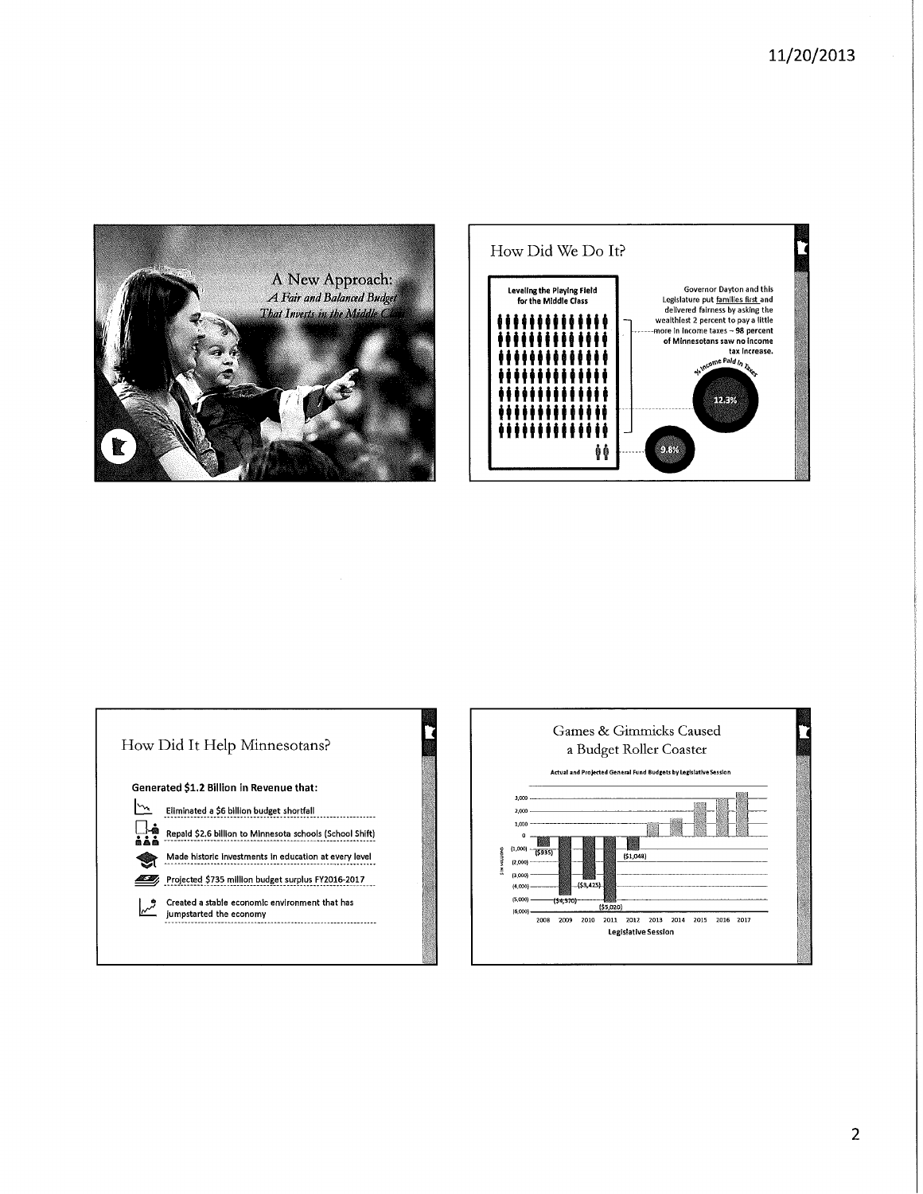## A New Approach:

*A Fair and Balanced Budget That Invests in the Middle Class*

## How Did We Do It?

**Leveling the Playing Field for the Middle Class**

Governor Dayton and this Legislature put families first and delivered fairness by asking the wealthiest 2 percent to pay a little more in income taxes – **98 percent of Minnesotans saw no income tax increase.**

% Income Paid in Taxes

12.3%

9.8%

## How Did It Help Minnesotans?

**Generated $1.2 Billion in Revenue that:**

- Eliminated a $6 billion budget shortfall
- Repaid $2.6 billion to Minnesota schools (School Shift)
- Made historic investments in education at every level
- Projected $735 million budget surplus FY2016-2017
- Created a stable economic environment that has jumpstarted the economy

## Games & Gimmicks Caused a Budget Roller Coaster

**Actual and Projected General Fund Budgets by Legislative Session**

($935)

($4,570)

($3,425)

($5,020)

($1,048)

2008 2009 2010 2011 2012 2013 2014 2015 2016 2017

**Legislative Session**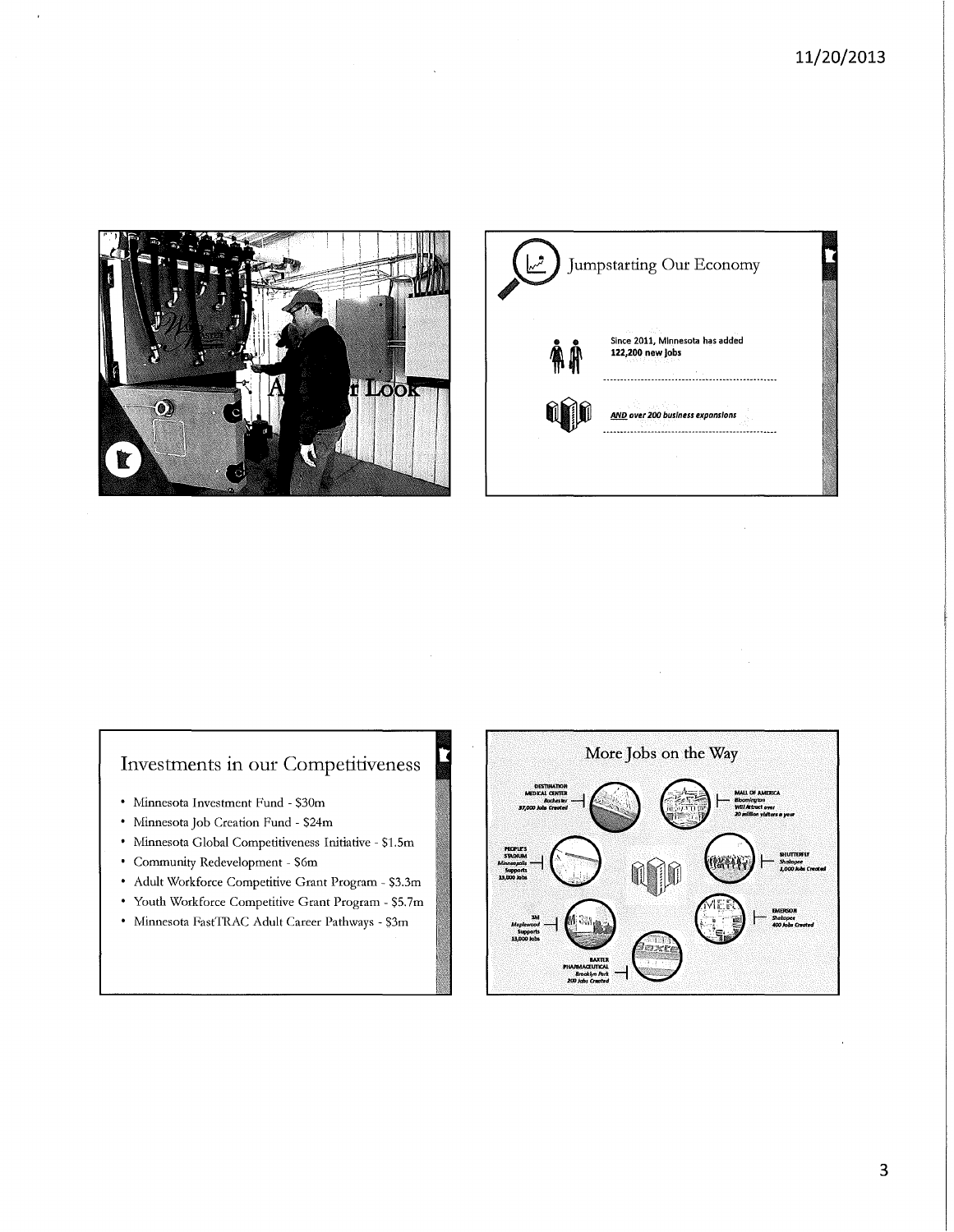A Closer Look

## Jumpstarting Our Economy

**Since 2011, Minnesota has added 122,200 new jobs**

***AND* over 200 business expansions**

## Investments in our Competitiveness

- Minnesota Investment Fund - $30m
- Minnesota Job Creation Fund - $24m
- Minnesota Global Competitiveness Initiative - $1.5m
- Community Redevelopment - $6m
- Adult Workforce Competitive Grant Program - $3.3m
- Youth Workforce Competitive Grant Program - $5.7m
- Minnesota FastTRAC Adult Career Pathways - $3m

## More Jobs on the Way

- DESTINATION MEDICAL CENTER — *Rochester* — *37,000 Jobs Created*
- MALL OF AMERICA — *Bloomington* — *Will Attract over 20 million visitors a year*
- PEOPLE'S STADIUM — *Minneapolis* — *Supports 13,000 Jobs*
- SHUTTERFLY — *Shakopee* — *1,000 Jobs Created*
- 3M — *Maplewood* — *Supports 13,000 Jobs*
- EMERSON — *Shakopee* — *400 Jobs Created*
- BAXTER PHARMACEUTICAL — *Brooklyn Park* — *200 Jobs Created*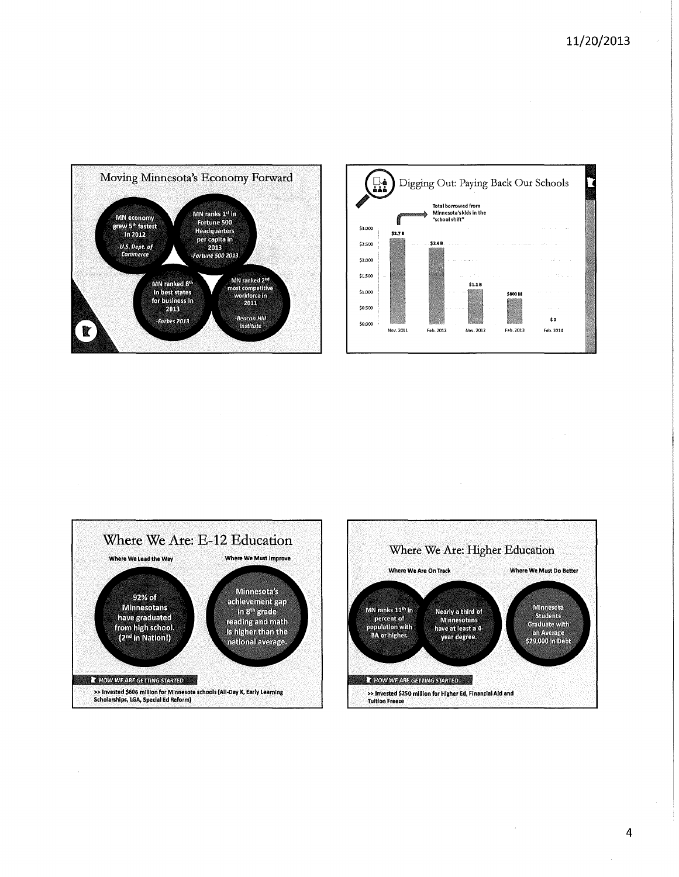## Moving Minnesota's Economy Forward

- MN economy grew 5th fastest in 2012 — *U.S. Dept. of Commerce*
- MN ranks 1st in Fortune 500 Headquarters per capita in 2013 — *Fortune 500 2013*
- MN ranked 8th in best states for business in 2013 — *Forbes 2013*
- MN ranked 2nd most competitive workforce in 2011 — *Beacon Hill Institute*

## Digging Out: Paying Back Our Schools

Total borrowed from Minnesota's kids in the "school shift"

| Date | Amount |
|---|---|
| Nov. 2011 | $2.7 B |
| Feb. 2012 | $2.4 B |
| Nov. 2012 | $1.1 B |
| Feb. 2013 | $800 M |
| Feb. 2014 | $0 |

## Where We Are: E-12 Education

**Where We Lead the Way**

92% of Minnesotans have graduated from high school. (2nd in Nation!)

**Where We Must Improve**

Minnesota's achievement gap in 8th grade reading and math is higher than the national average.

**HOW WE ARE GETTING STARTED**

>> Invested $606 million for Minnesota schools (All-Day K, Early Learning Scholarships, LGA, Special Ed Reform)

## Where We Are: Higher Education

**Where We Are On Track**

- MN ranks 11th in percent of population with BA or higher.
- Nearly a third of Minnesotans have at least a 4-year degree.

**Where We Must Do Better**

Minnesota Students Graduate with an Average $29,000 in Debt

**HOW WE ARE GETTING STARTED**

>> Invested $250 million for Higher Ed, Financial Aid and Tuition Freeze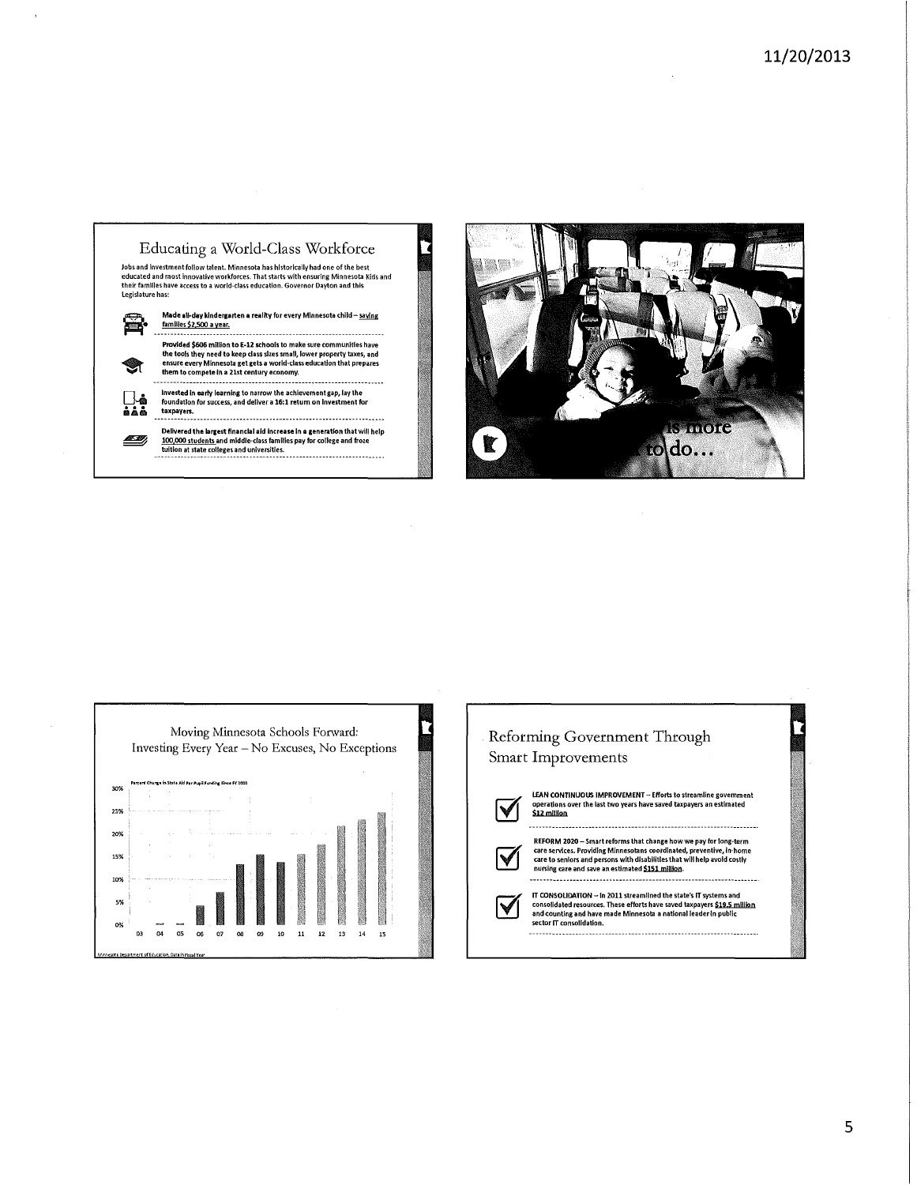## Educating a World-Class Workforce

Jobs and investment follow talent. Minnesota has historically had one of the best educated and most innovative workforces. That starts with ensuring Minnesota kids and their families have access to a world-class education. Governor Dayton and this Legislature has:

- **Made all-day kindergarten a reality for every Minnesota child – saving families $2,500 a year.**
- **Provided $606 million to E-12 schools to make sure communities have the tools they need to keep class sizes small, lower property taxes, and ensure every Minnesota get gets a world-class education that prepares them to compete in a 21st century economy.**
- **Invested in early learning to narrow the achievement gap, lay the foundation for success, and deliver a 16:1 return on investment for taxpayers.**
- **Delivered the largest financial aid increase in a generation that will help 100,000 students and middle-class families pay for college and froze tuition at state colleges and universities.**

...is more to do...

## Moving Minnesota Schools Forward: Investing Every Year – No Excuses, No Exceptions

Percent Change in State Aid Per Pupil Funding Since FY 2003

| Fiscal Year | 03 | 04 | 05 | 06 | 07 | 08 | 09 | 10 | 11 | 12 | 13 | 14 | 15 |
|---|---|---|---|---|---|---|---|---|---|---|---|---|---|
| Approx. % change | 0% | 0% | 0% | ~4.5% | ~7% | ~14% | ~16% | ~14.5% | ~16% | ~18% | ~22% | ~23.5% | ~25% |

Minnesota Department of Education, Data in Fiscal Year

## Reforming Government Through Smart Improvements

- **LEAN CONTINUOUS IMPROVEMENT** – Efforts to streamline government operations over the last two years have saved taxpayers an estimated **$12 million**.
- **REFORM 2020** – Smart reforms that change how we pay for long-term care services. Providing Minnesotans coordinated, preventive, in-home care to seniors and persons with disabilities that will help avoid costly nursing care and save an estimated **$151 million**.
- **IT CONSOLIDATION** – In 2011 streamlined the state's IT systems and consolidated resources. These efforts have saved taxpayers **$19.5 million** and counting and have made Minnesota a national leader in public sector IT consolidation.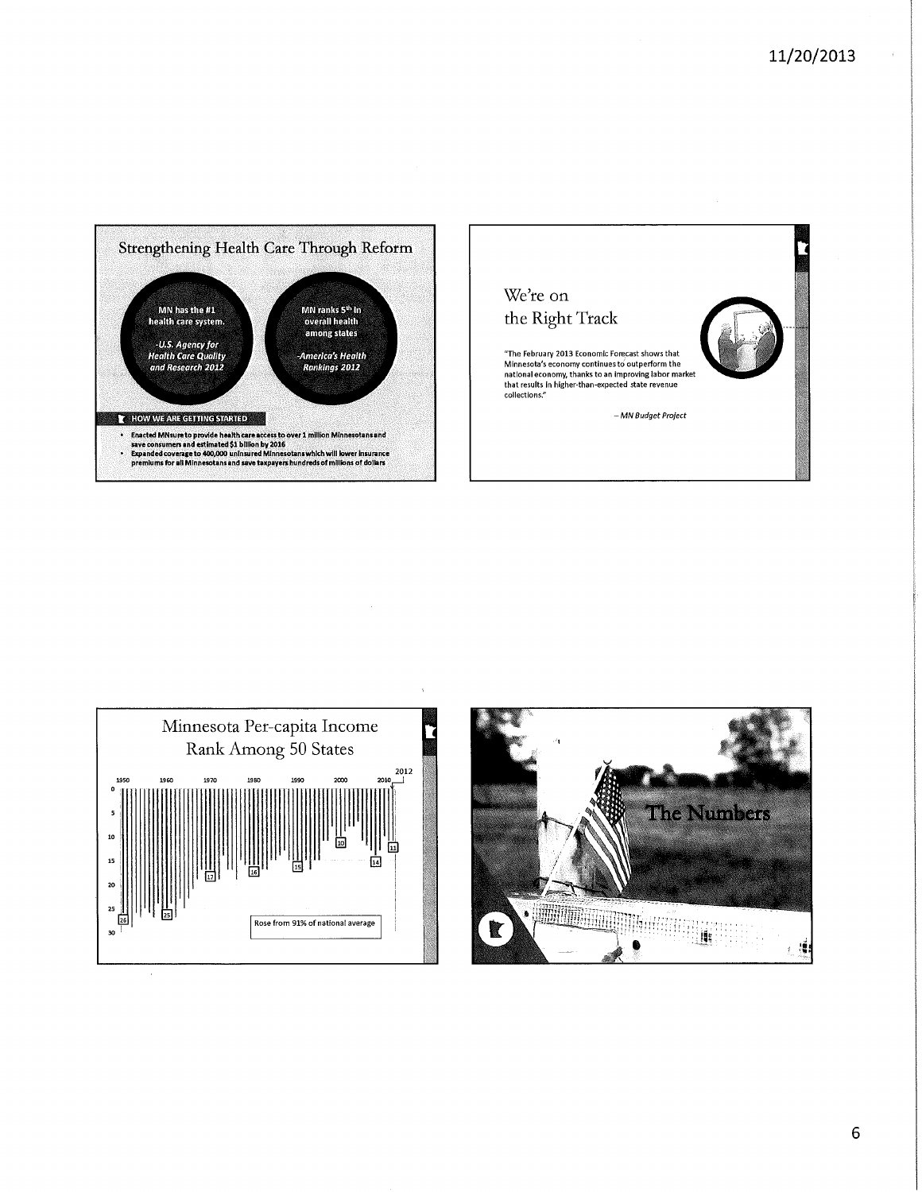## Strengthening Health Care Through Reform

MN has the #1 health care system.

*-U.S. Agency for Health Care Quality and Research 2012*

MN ranks 5th in overall health among states

*-America's Health Rankings 2012*

**HOW WE ARE GETTING STARTED**

- Enacted MNsure to provide health care access to over 1 million Minnesotans and save consumers and estimated $1 billion by 2016
- Expanded coverage to 400,000 uninsured Minnesotans which will lower insurance premiums for all Minnesotans and save taxpayers hundreds of millions of dollars

## We're on the Right Track

"The February 2013 Economic Forecast shows that Minnesota's economy continues to outperform the national economy, thanks to an improving labor market that results in higher-than-expected state revenue collections."

*– MN Budget Project*

## Minnesota Per-capita Income Rank Among 50 States

1950 1960 1970 1980 1990 2000 2010 2012

26 25 17 16 15 10 14 11

Rose from 91% of national average

## The Numbers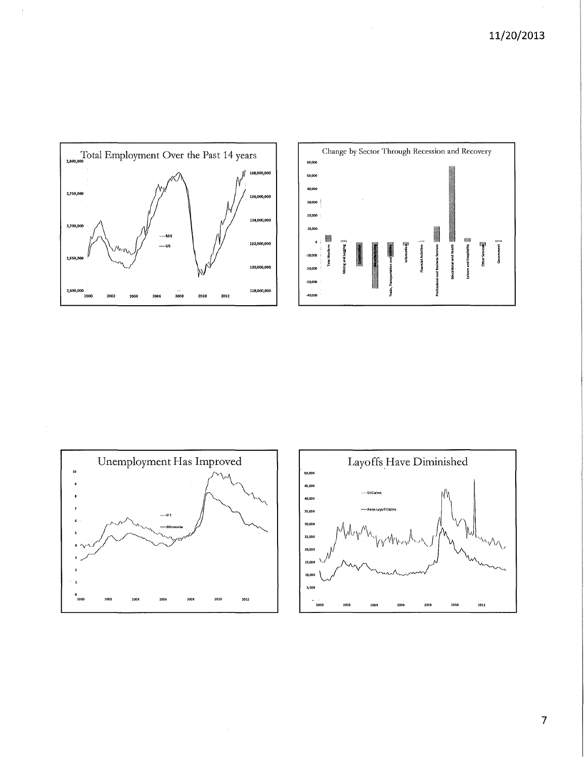## Total Employment Over the Past 14 years

2,800,000
2,750,000
2,700,000
2,650,000
2,600,000

138,000,000
136,000,000
134,000,000
132,000,000
130,000,000
128,000,000

MN
US

2000 2002 2004 2006 2008 2010 2012

## Change by Sector Through Recession and Recovery

60,000
50,000
40,000
30,000
20,000
10,000
0
-10,000
-20,000
-30,000
-40,000

Total Nonfarm
Mining and Logging
Construction
Manufacturing
Trade, Transportation and Utilities
Information
Financial Activities
Professional and Business Services
Educational and Health
Leisure and Hospitality
Other Services
Government

## Unemployment Has Improved

10
9
8
7
6
5
4
3
2
1
0

US
Minnesota

2000 2002 2004 2006 2008 2010 2012

## Layoffs Have Diminished

50,000
45,000
40,000
35,000
30,000
25,000
20,000
15,000
10,000
5,000
-

UI Claims
Perm Layoff Claims

2000 2002 2004 2006 2008 2010 2012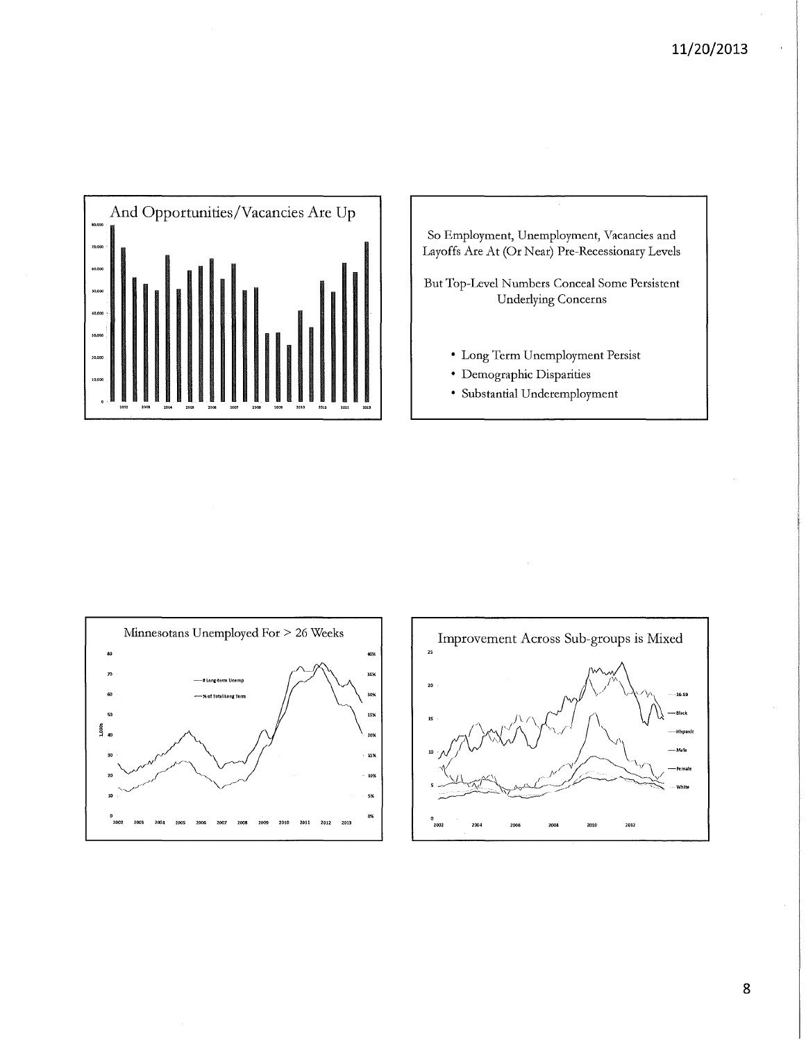## And Opportunities/Vacancies Are Up

80,000 | 70,000 | 60,000 | 50,000 | 40,000 | 30,000 | 20,000 | 10,000 | 0

2002 | 2003 | 2004 | 2005 | 2006 | 2007 | 2008 | 2009 | 2010 | 2011 | 2012 | 2013

So Employment, Unemployment, Vacancies and Layoffs Are At (Or Near) Pre-Recessionary Levels

But Top-Level Numbers Conceal Some Persistent Underlying Concerns

- Long Term Unemployment Persist
- Demographic Disparities
- Substantial Underemployment

## Minnesotans Unemployed For > 26 Weeks

# Long-term Unemp

% of Total Long Term

1,000s

0 | 10 | 20 | 30 | 40 | 50 | 60 | 70 | 80

0% | 5% | 10% | 15% | 20% | 25% | 30% | 35% | 40%

2002 | 2003 | 2004 | 2005 | 2006 | 2007 | 2008 | 2009 | 2010 | 2011 | 2012 | 2013

## Improvement Across Sub-groups is Mixed

0 | 5 | 10 | 15 | 20 | 25

2002 | 2004 | 2006 | 2008 | 2010 | 2012

16-19

Black

Hispanic

Male

Female

White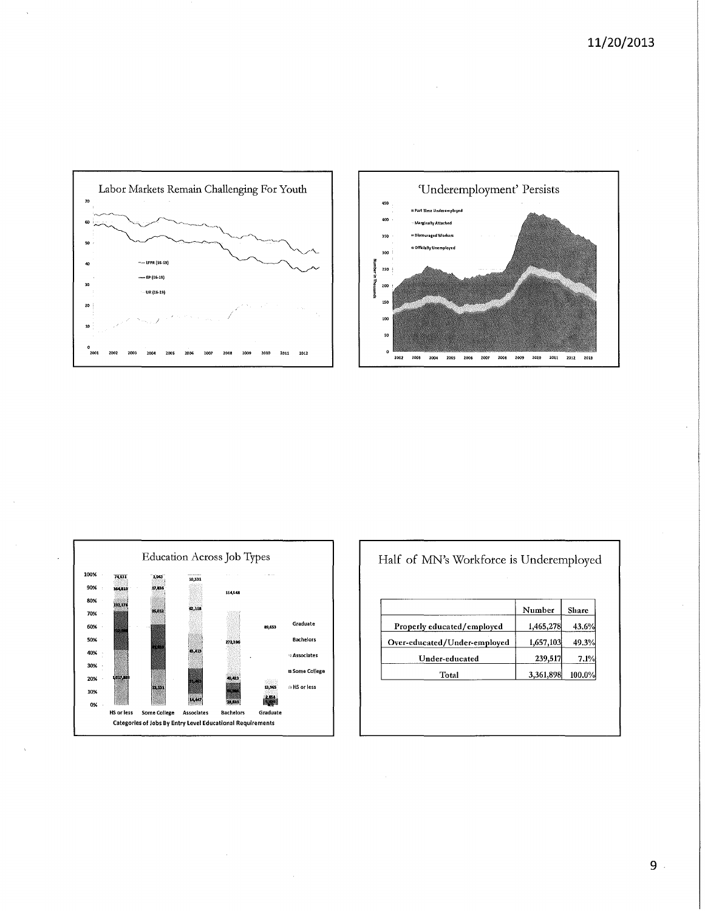## Labor Markets Remain Challenging For Youth

- LFPR (16-19)
- EP (16-19)
- UR (16-19)

## 'Underemployment' Persists

- Part Time Underemployed
- Marginally Attached
- Discouraged Workers
- Officially Unemployed

## Education Across Job Types

Categories of Jobs By Entry Level Educational Requirements

- Graduate
- Bachelors
- Associates
- Some College
- HS or less

## Half of MN's Workforce is Underemployed

| | Number | Share |
|---|---|---|
| Properly educated/employed | 1,465,278 | 43.6% |
| Over-educated/Under-employed | 1,657,103 | 49.3% |
| Under-educated | 239,517 | 7.1% |
| Total | 3,361,898 | 100.0% |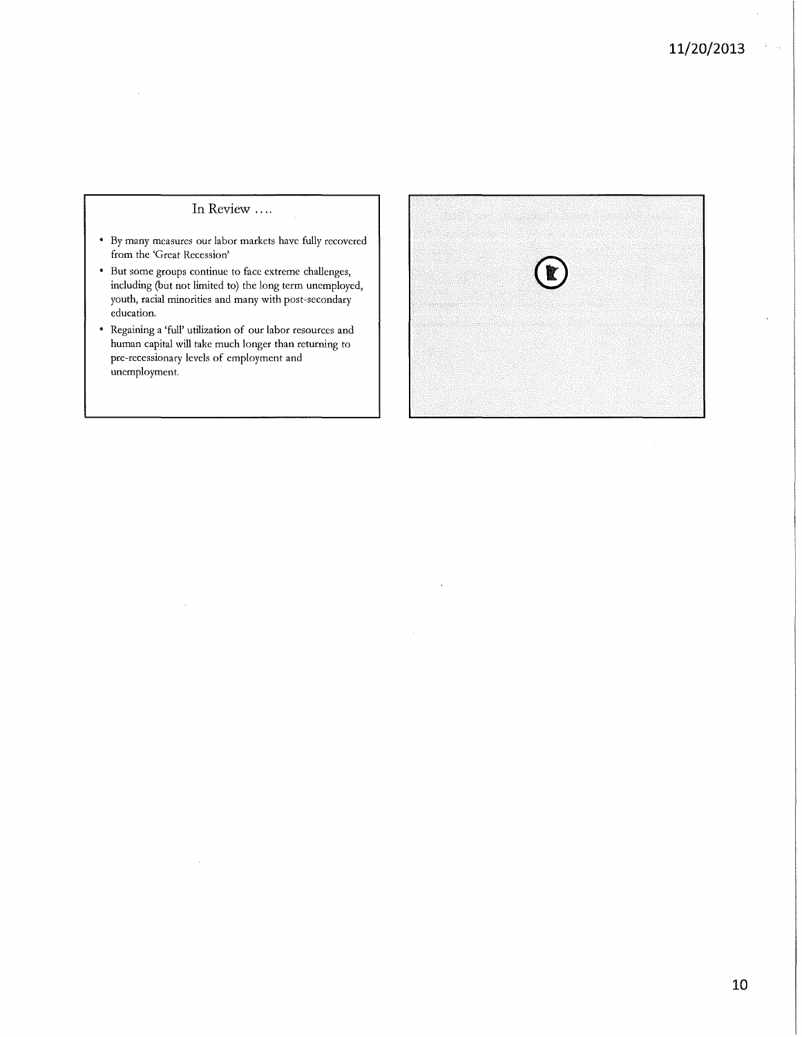## In Review ….

- By many measures our labor markets have fully recovered from the 'Great Recession'
- But some groups continue to face extreme challenges, including (but not limited to) the long term unemployed, youth, racial minorities and many with post-secondary education.
- Regaining a 'full' utilization of our labor resources and human capital will take much longer than returning to pre-recessionary levels of employment and unemployment.